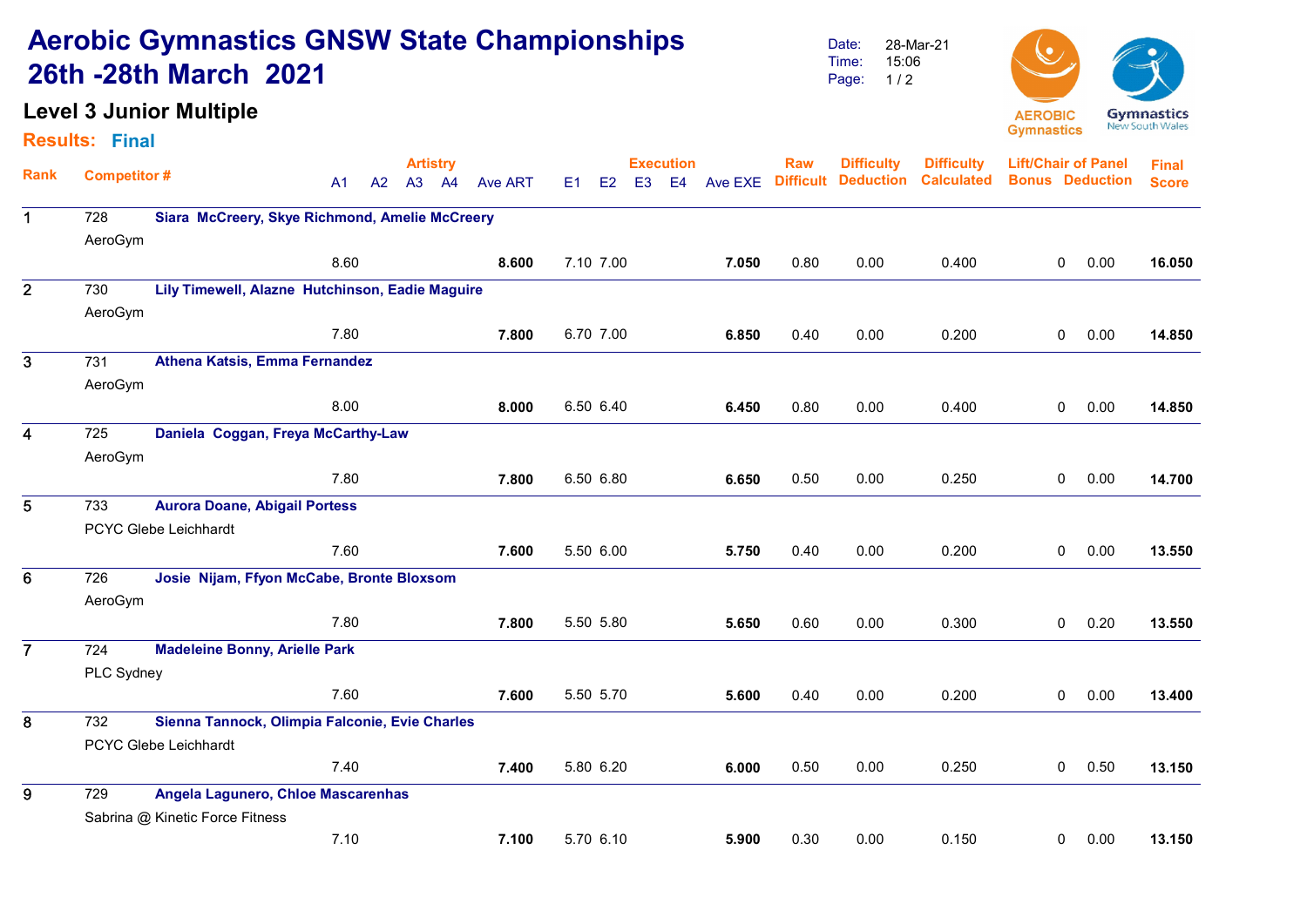# Aerobic Gymnastics GNSW State Championships 26th -28th March 2021

Date: 28-Mar-21
Time: 15:06

## Level 3 Junior Multiple

**Results: Final**

| Rank | Competitor # | | Artistry A1 | A2 | A3 | A4 | Ave ART | Execution E1 | E2 | E3 | E4 | Ave EXE | Raw Difficult | Difficulty Deduction | Difficulty Calculated | Lift/Chair of Panel Bonus | Deduction | Final Score |
|---|---|---|---|---|---|---|---|---|---|---|---|---|---|---|---|---|---|---|
| 1 | 728 | Siara McCreery, Skye Richmond, Amelie McCreery | | | | | | | | | | | | | | | | |
| | AeroGym | | 8.60 | | | | **8.600** | 7.10 | 7.00 | | | **7.050** | 0.80 | 0.00 | 0.400 | 0 | 0.00 | **16.050** |
| 2 | 730 | Lily Timewell, Alazne Hutchinson, Eadie Maguire | | | | | | | | | | | | | | | | |
| | AeroGym | | 7.80 | | | | **7.800** | 6.70 | 7.00 | | | **6.850** | 0.40 | 0.00 | 0.200 | 0 | 0.00 | **14.850** |
| 3 | 731 | Athena Katsis, Emma Fernandez | | | | | | | | | | | | | | | | |
| | AeroGym | | 8.00 | | | | **8.000** | 6.50 | 6.40 | | | **6.450** | 0.80 | 0.00 | 0.400 | 0 | 0.00 | **14.850** |
| 4 | 725 | Daniela Coggan, Freya McCarthy-Law | | | | | | | | | | | | | | | | |
| | AeroGym | | 7.80 | | | | **7.800** | 6.50 | 6.80 | | | **6.650** | 0.50 | 0.00 | 0.250 | 0 | 0.00 | **14.700** |
| 5 | 733 | Aurora Doane, Abigail Portess | | | | | | | | | | | | | | | | |
| | PCYC Glebe Leichhardt | | 7.60 | | | | **7.600** | 5.50 | 6.00 | | | **5.750** | 0.40 | 0.00 | 0.200 | 0 | 0.00 | **13.550** |
| 6 | 726 | Josie Nijam, Ffyon McCabe, Bronte Bloxsom | | | | | | | | | | | | | | | | |
| | AeroGym | | 7.80 | | | | **7.800** | 5.50 | 5.80 | | | **5.650** | 0.60 | 0.00 | 0.300 | 0 | 0.20 | **13.550** |
| 7 | 724 | Madeleine Bonny, Arielle Park | | | | | | | | | | | | | | | | |
| | PLC Sydney | | 7.60 | | | | **7.600** | 5.50 | 5.70 | | | **5.600** | 0.40 | 0.00 | 0.200 | 0 | 0.00 | **13.400** |
| 8 | 732 | Sienna Tannock, Olimpia Falconie, Evie Charles | | | | | | | | | | | | | | | | |
| | PCYC Glebe Leichhardt | | 7.40 | | | | **7.400** | 5.80 | 6.20 | | | **6.000** | 0.50 | 0.00 | 0.250 | 0 | 0.50 | **13.150** |
| 9 | 729 | Angela Lagunero, Chloe Mascarenhas | | | | | | | | | | | | | | | | |
| | Sabrina @ Kinetic Force Fitness | | 7.10 | | | | **7.100** | 5.70 | 6.10 | | | **5.900** | 0.30 | 0.00 | 0.150 | 0 | 0.00 | **13.150** |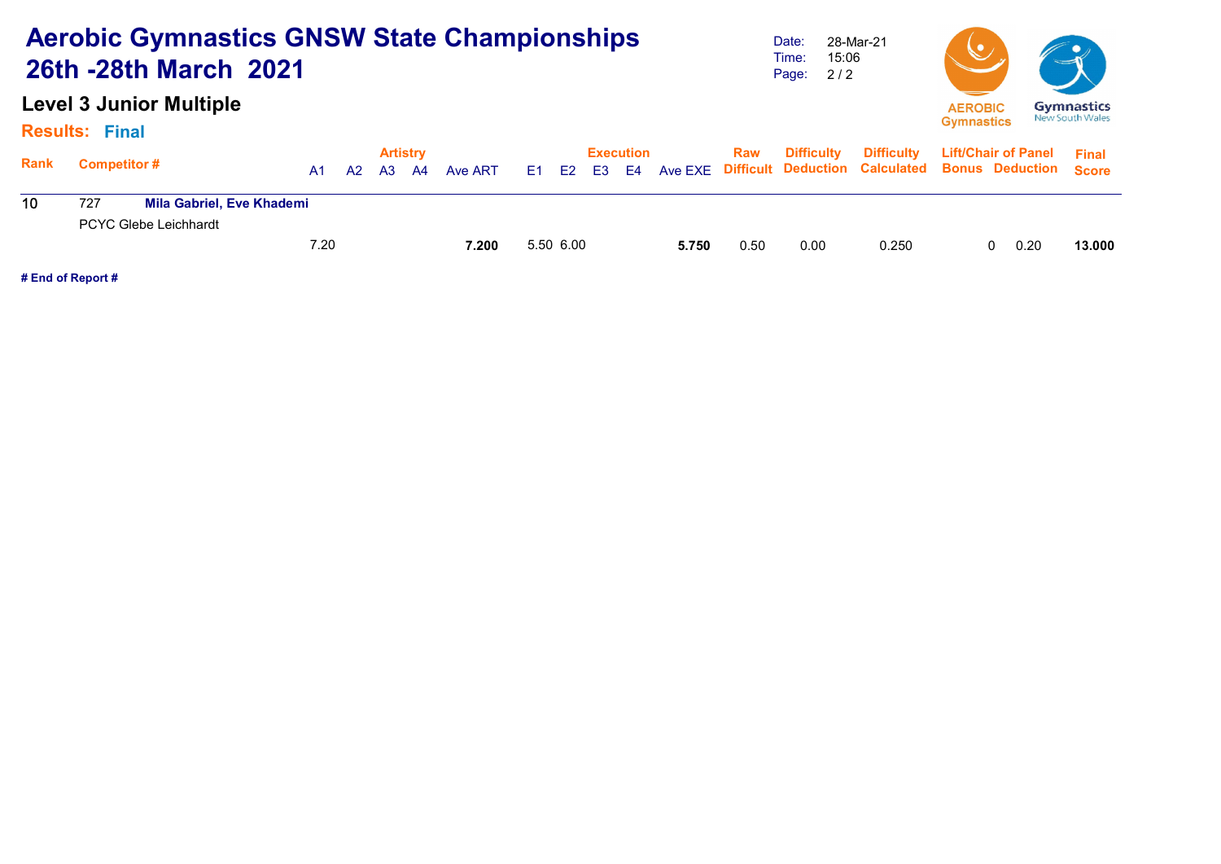# Aerobic Gymnastics GNSW State Championships
# 26th -28th March 2021

## Level 3 Junior Multiple

**Results: Final**

Date: 28-Mar-21
Time: 15:06

| Rank | Competitor # | | Artistry A1 | A2 | A3 | A4 | Ave ART | Execution E1 | E2 | E3 | E4 | Ave EXE | Raw Difficult | Difficulty Deduction | Difficulty Calculated | Lift/Chair of Panel Bonus | Deduction | Final Score |
|---|---|---|---|---|---|---|---|---|---|---|---|---|---|---|---|---|---|---|
| 10 | 727 | **Mila Gabriel, Eve Khademi** PCYC Glebe Leichhardt | 7.20 | | | | **7.200** | 5.50 | 6.00 | | | **5.750** | 0.50 | 0.00 | 0.250 | 0 | 0.20 | **13.000** |

**# End of Report #**